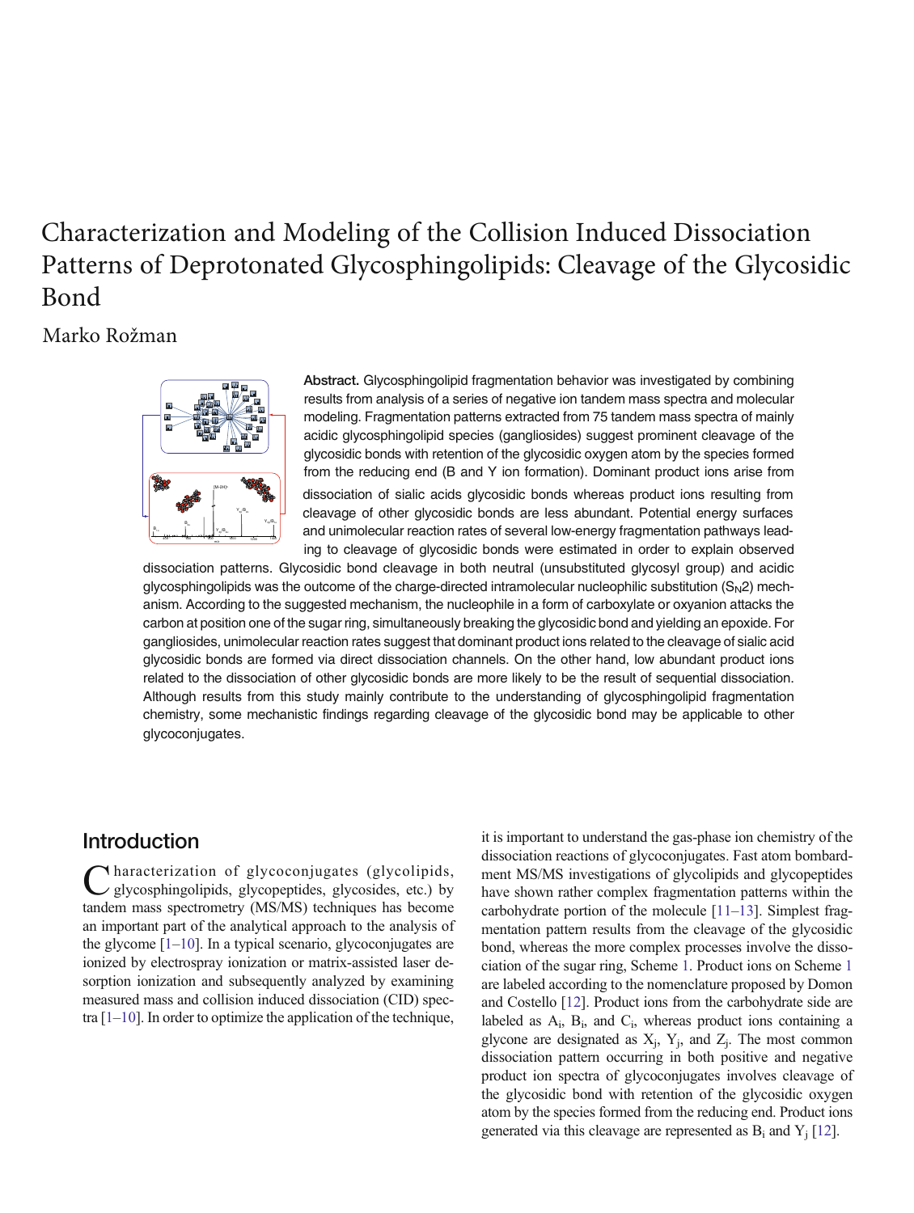# Characterization and Modeling of the Collision Induced Dissociation Patterns of Deprotonated Glycosphingolipids: Cleavage of the Glycosidic Bond

Marko Rožman

**Abstract.** Glycosphingolipid fragmentation behavior was investigated by combining results from analysis of a series of negative ion tandem mass spectra and molecular modeling. Fragmentation patterns extracted from 75 tandem mass spectra of mainly acidic glycosphingolipid species (gangliosides) suggest prominent cleavage of the glycosidic bonds with retention of the glycosidic oxygen atom by the species formed from the reducing end (B and Y ion formation). Dominant product ions arise from dissociation of sialic acids glycosidic bonds whereas product ions resulting from cleavage of other glycosidic bonds are less abundant. Potential energy surfaces and unimolecular reaction rates of several low-energy fragmentation pathways leading to cleavage of glycosidic bonds were estimated in order to explain observed dissociation patterns. Glycosidic bond cleavage in both neutral (unsubstituted glycosyl group) and acidic glycosphingolipids was the outcome of the charge-directed intramolecular nucleophilic substitution ($S_N2$) mechanism. According to the suggested mechanism, the nucleophile in a form of carboxylate or oxyanion attacks the carbon at position one of the sugar ring, simultaneously breaking the glycosidic bond and yielding an epoxide. For gangliosides, unimolecular reaction rates suggest that dominant product ions related to the cleavage of sialic acid glycosidic bonds are formed via direct dissociation channels. On the other hand, low abundant product ions related to the dissociation of other glycosidic bonds are more likely to be the result of sequential dissociation. Although results from this study mainly contribute to the understanding of glycosphingolipid fragmentation chemistry, some mechanistic findings regarding cleavage of the glycosidic bond may be applicable to other glycoconjugates.

## Introduction

Characterization of glycoconjugates (glycolipids, glycosphingolipids, glycopeptides, glycosides, etc.) by tandem mass spectrometry (MS/MS) techniques has become an important part of the analytical approach to the analysis of the glycome [1–10]. In a typical scenario, glycoconjugates are ionized by electrospray ionization or matrix-assisted laser desorption ionization and subsequently analyzed by examining measured mass and collision induced dissociation (CID) spectra [1–10]. In order to optimize the application of the technique, it is important to understand the gas-phase ion chemistry of the dissociation reactions of glycoconjugates. Fast atom bombardment MS/MS investigations of glycolipids and glycopeptides have shown rather complex fragmentation patterns within the carbohydrate portion of the molecule [11–13]. Simplest fragmentation pattern results from the cleavage of the glycosidic bond, whereas the more complex processes involve the dissociation of the sugar ring, Scheme 1. Product ions on Scheme 1 are labeled according to the nomenclature proposed by Domon and Costello [12]. Product ions from the carbohydrate side are labeled as $A_i$, $B_i$, and $C_i$, whereas product ions containing a glycone are designated as $X_j$, $Y_j$, and $Z_j$. The most common dissociation pattern occurring in both positive and negative product ion spectra of glycoconjugates involves cleavage of the glycosidic bond with retention of the glycosidic oxygen atom by the species formed from the reducing end. Product ions generated via this cleavage are represented as $B_i$ and $Y_j$ [12].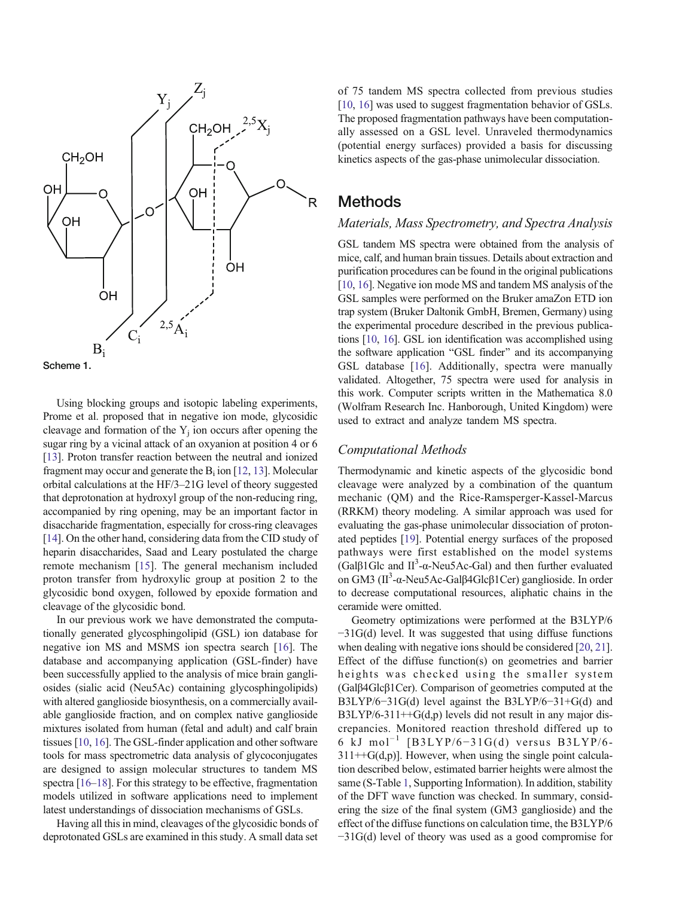Scheme 1.

Using blocking groups and isotopic labeling experiments, Prome et al. proposed that in negative ion mode, glycosidic cleavage and formation of the $Y_j$ ion occurs after opening the sugar ring by a vicinal attack of an oxyanion at position 4 or 6 [13]. Proton transfer reaction between the neutral and ionized fragment may occur and generate the $B_i$ ion [12, 13]. Molecular orbital calculations at the HF/3–21G level of theory suggested that deprotonation at hydroxyl group of the non-reducing ring, accompanied by ring opening, may be an important factor in disaccharide fragmentation, especially for cross-ring cleavages [14]. On the other hand, considering data from the CID study of heparin disaccharides, Saad and Leary postulated the charge remote mechanism [15]. The general mechanism included proton transfer from hydroxylic group at position 2 to the glycosidic bond oxygen, followed by epoxide formation and cleavage of the glycosidic bond.

In our previous work we have demonstrated the computationally generated glycosphingolipid (GSL) ion database for negative ion MS and MSMS ion spectra search [16]. The database and accompanying application (GSL-finder) have been successfully applied to the analysis of mice brain gangliosides (sialic acid (Neu5Ac) containing glycosphingolipids) with altered ganglioside biosynthesis, on a commercially available ganglioside fraction, and on complex native ganglioside mixtures isolated from human (fetal and adult) and calf brain tissues [10, 16]. The GSL-finder application and other software tools for mass spectrometric data analysis of glycoconjugates are designed to assign molecular structures to tandem MS spectra [16–18]. For this strategy to be effective, fragmentation models utilized in software applications need to implement latest understandings of dissociation mechanisms of GSLs.

Having all this in mind, cleavages of the glycosidic bonds of deprotonated GSLs are examined in this study. A small data set of 75 tandem MS spectra collected from previous studies [10, 16] was used to suggest fragmentation behavior of GSLs. The proposed fragmentation pathways have been computationally assessed on a GSL level. Unraveled thermodynamics (potential energy surfaces) provided a basis for discussing kinetics aspects of the gas-phase unimolecular dissociation.

## Methods

### *Materials, Mass Spectrometry, and Spectra Analysis*

GSL tandem MS spectra were obtained from the analysis of mice, calf, and human brain tissues. Details about extraction and purification procedures can be found in the original publications [10, 16]. Negative ion mode MS and tandem MS analysis of the GSL samples were performed on the Bruker amaZon ETD ion trap system (Bruker Daltonik GmbH, Bremen, Germany) using the experimental procedure described in the previous publications [10, 16]. GSL ion identification was accomplished using the software application "GSL finder" and its accompanying GSL database [16]. Additionally, spectra were manually validated. Altogether, 75 spectra were used for analysis in this work. Computer scripts written in the Mathematica 8.0 (Wolfram Research Inc. Hanborough, United Kingdom) were used to extract and analyze tandem MS spectra.

### *Computational Methods*

Thermodynamic and kinetic aspects of the glycosidic bond cleavage were analyzed by a combination of the quantum mechanic (QM) and the Rice-Ramsperger-Kassel-Marcus (RRKM) theory modeling. A similar approach was used for evaluating the gas-phase unimolecular dissociation of protonated peptides [19]. Potential energy surfaces of the proposed pathways were first established on the model systems (Galβ1Glc and $II^3$-α-Neu5Ac-Gal) and then further evaluated on GM3 ($II^3$-α-Neu5Ac-Galβ4Glcβ1Cer) ganglioside. In order to decrease computational resources, aliphatic chains in the ceramide were omitted.

Geometry optimizations were performed at the B3LYP/6−31G(d) level. It was suggested that using diffuse functions when dealing with negative ions should be considered [20, 21]. Effect of the diffuse function(s) on geometries and barrier heights was checked using the smaller system (Galβ4Glcβ1Cer). Comparison of geometries computed at the B3LYP/6−31G(d) level against the B3LYP/6−31+G(d) and B3LYP/6-311++G(d,p) levels did not result in any major discrepancies. Monitored reaction threshold differed up to 6 kJ $mol^{-1}$ [B3LYP/6−31G(d) versus B3LYP/6-311++G(d,p)]. However, when using the single point calculation described below, estimated barrier heights were almost the same (S-Table 1, Supporting Information). In addition, stability of the DFT wave function was checked. In summary, considering the size of the final system (GM3 ganglioside) and the effect of the diffuse functions on calculation time, the B3LYP/6−31G(d) level of theory was used as a good compromise for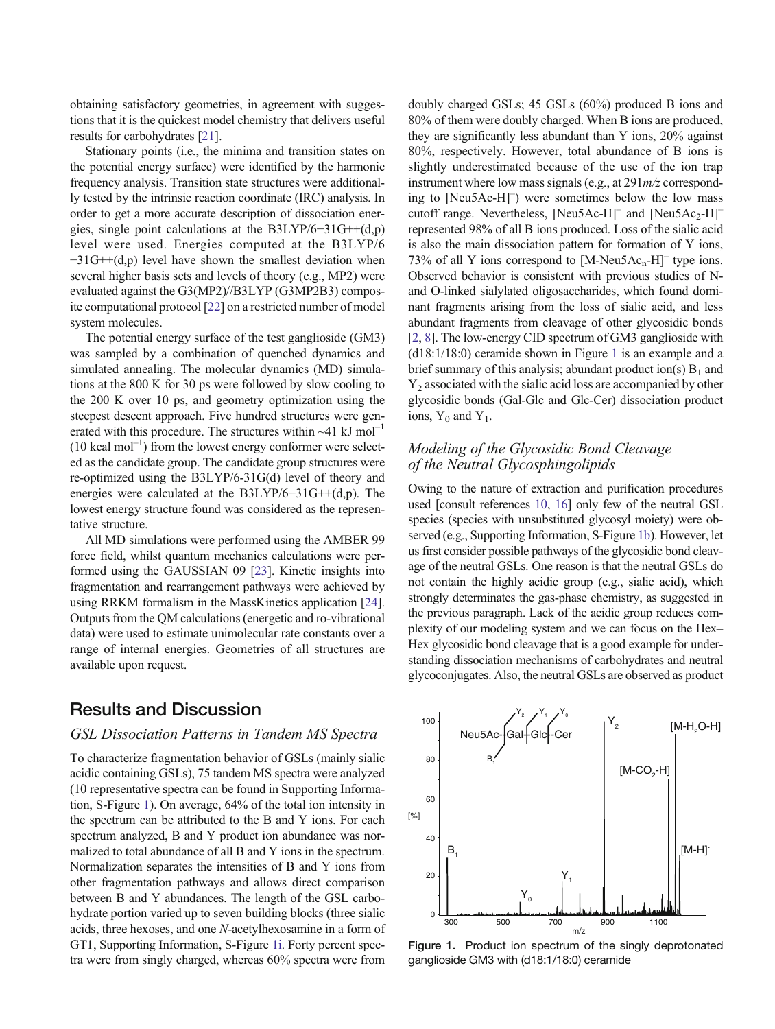obtaining satisfactory geometries, in agreement with suggestions that it is the quickest model chemistry that delivers useful results for carbohydrates [21].

Stationary points (i.e., the minima and transition states on the potential energy surface) were identified by the harmonic frequency analysis. Transition state structures were additionally tested by the intrinsic reaction coordinate (IRC) analysis. In order to get a more accurate description of dissociation energies, single point calculations at the B3LYP/6−31G++(d,p) level were used. Energies computed at the B3LYP/6−31G++(d,p) level have shown the smallest deviation when several higher basis sets and levels of theory (e.g., MP2) were evaluated against the G3(MP2)//B3LYP (G3MP2B3) composite computational protocol [22] on a restricted number of model system molecules.

The potential energy surface of the test ganglioside (GM3) was sampled by a combination of quenched dynamics and simulated annealing. The molecular dynamics (MD) simulations at the 800 K for 30 ps were followed by slow cooling to the 200 K over 10 ps, and geometry optimization using the steepest descent approach. Five hundred structures were generated with this procedure. The structures within ~41 kJ mol$^{-1}$ (10 kcal mol$^{-1}$) from the lowest energy conformer were selected as the candidate group. The candidate group structures were re-optimized using the B3LYP/6-31G(d) level of theory and energies were calculated at the B3LYP/6−31G++(d,p). The lowest energy structure found was considered as the representative structure.

All MD simulations were performed using the AMBER 99 force field, whilst quantum mechanics calculations were performed using the GAUSSIAN 09 [23]. Kinetic insights into fragmentation and rearrangement pathways were achieved by using RRKM formalism in the MassKinetics application [24]. Outputs from the QM calculations (energetic and ro-vibrational data) were used to estimate unimolecular rate constants over a range of internal energies. Geometries of all structures are available upon request.

## Results and Discussion

### GSL Dissociation Patterns in Tandem MS Spectra

To characterize fragmentation behavior of GSLs (mainly sialic acidic containing GSLs), 75 tandem MS spectra were analyzed (10 representative spectra can be found in Supporting Information, S-Figure 1). On average, 64% of the total ion intensity in the spectrum can be attributed to the B and Y ions. For each spectrum analyzed, B and Y product ion abundance was normalized to total abundance of all B and Y ions in the spectrum. Normalization separates the intensities of B and Y ions from other fragmentation pathways and allows direct comparison between B and Y abundances. The length of the GSL carbohydrate portion varied up to seven building blocks (three sialic acids, three hexoses, and one *N*-acetylhexosamine in a form of GT1, Supporting Information, S-Figure 1i. Forty percent spectra were from singly charged, whereas 60% spectra were from doubly charged GSLs; 45 GSLs (60%) produced B ions and 80% of them were doubly charged. When B ions are produced, they are significantly less abundant than Y ions, 20% against 80%, respectively. However, total abundance of B ions is slightly underestimated because of the use of the ion trap instrument where low mass signals (e.g., at 291*m/z* corresponding to [Neu5Ac-H]$^-$) were sometimes below the low mass cutoff range. Nevertheless, [Neu5Ac-H]$^-$ and [Neu5Ac$_2$-H]$^-$ represented 98% of all B ions produced. Loss of the sialic acid is also the main dissociation pattern for formation of Y ions, 73% of all Y ions correspond to [M-Neu5Ac$_n$-H]$^-$ type ions. Observed behavior is consistent with previous studies of N- and O-linked sialylated oligosaccharides, which found dominant fragments arising from the loss of sialic acid, and less abundant fragments from cleavage of other glycosidic bonds [2, 8]. The low-energy CID spectrum of GM3 ganglioside with (d18:1/18:0) ceramide shown in Figure 1 is an example and a brief summary of this analysis; abundant product ion(s) B$_1$ and Y$_2$ associated with the sialic acid loss are accompanied by other glycosidic bonds (Gal-Glc and Glc-Cer) dissociation product ions, Y$_0$ and Y$_1$.

### Modeling of the Glycosidic Bond Cleavage of the Neutral Glycosphingolipids

Owing to the nature of extraction and purification procedures used [consult references 10, 16] only few of the neutral GSL species (species with unsubstituted glycosyl moiety) were observed (e.g., Supporting Information, S-Figure 1b). However, let us first consider possible pathways of the glycosidic bond cleavage of the neutral GSLs. One reason is that the neutral GSLs do not contain the highly acidic group (e.g., sialic acid), which strongly determinates the gas-phase chemistry, as suggested in the previous paragraph. Lack of the acidic group reduces complexity of our modeling system and we can focus on the Hex–Hex glycosidic bond cleavage that is a good example for understanding dissociation mechanisms of carbohydrates and neutral glycoconjugates. Also, the neutral GSLs are observed as product

**Figure 1.** Product ion spectrum of the singly deprotonated ganglioside GM3 with (d18:1/18:0) ceramide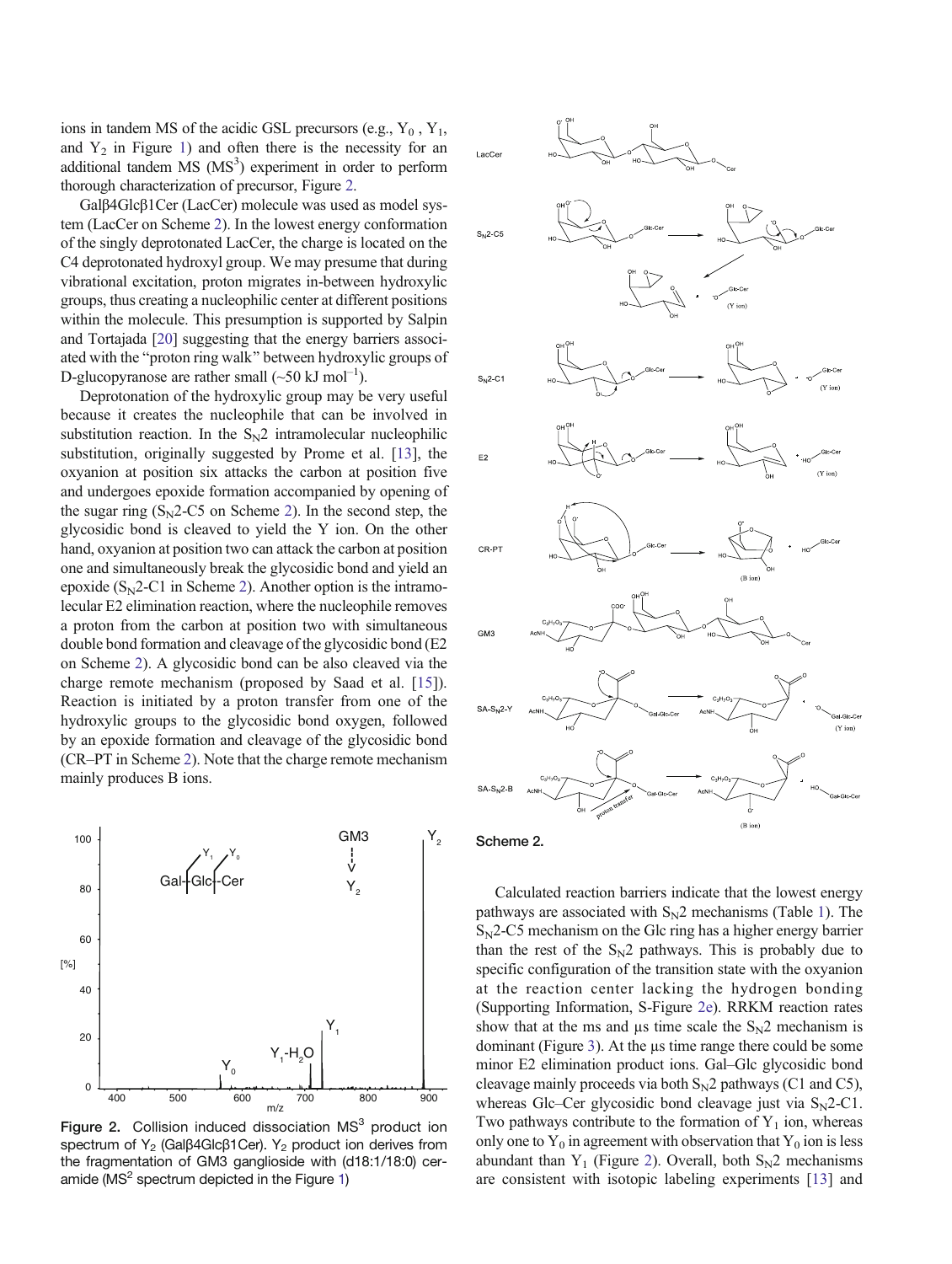ions in tandem MS of the acidic GSL precursors (e.g., $Y_0$, $Y_1$, and $Y_2$ in Figure 1) and often there is the necessity for an additional tandem MS ($MS^3$) experiment in order to perform thorough characterization of precursor, Figure 2.

Galβ4Glcβ1Cer (LacCer) molecule was used as model system (LacCer on Scheme 2). In the lowest energy conformation of the singly deprotonated LacCer, the charge is located on the C4 deprotonated hydroxyl group. We may presume that during vibrational excitation, proton migrates in-between hydroxylic groups, thus creating a nucleophilic center at different positions within the molecule. This presumption is supported by Salpin and Tortajada [20] suggesting that the energy barriers associated with the "proton ring walk" between hydroxylic groups of D-glucopyranose are rather small (~50 kJ $mol^{-1}$).

Deprotonation of the hydroxylic group may be very useful because it creates the nucleophile that can be involved in substitution reaction. In the $S_N2$ intramolecular nucleophilic substitution, originally suggested by Prome et al. [13], the oxyanion at position six attacks the carbon at position five and undergoes epoxide formation accompanied by opening of the sugar ring ($S_N2$-C5 on Scheme 2). In the second step, the glycosidic bond is cleaved to yield the Y ion. On the other hand, oxyanion at position two can attack the carbon at position one and simultaneously break the glycosidic bond and yield an epoxide ($S_N2$-C1 in Scheme 2). Another option is the intramolecular E2 elimination reaction, where the nucleophile removes a proton from the carbon at position two with simultaneous double bond formation and cleavage of the glycosidic bond (E2 on Scheme 2). A glycosidic bond can be also cleaved via the charge remote mechanism (proposed by Saad et al. [15]). Reaction is initiated by a proton transfer from one of the hydroxylic groups to the glycosidic bond oxygen, followed by an epoxide formation and cleavage of the glycosidic bond (CR–PT in Scheme 2). Note that the charge remote mechanism mainly produces B ions.

Figure 2. Collision induced dissociation $MS^3$ product ion spectrum of $Y_2$ (Galβ4Glcβ1Cer). $Y_2$ product ion derives from the fragmentation of GM3 ganglioside with (d18:1/18:0) ceramide ($MS^2$ spectrum depicted in the Figure 1)

Scheme 2.

Calculated reaction barriers indicate that the lowest energy pathways are associated with $S_N2$ mechanisms (Table 1). The $S_N2$-C5 mechanism on the Glc ring has a higher energy barrier than the rest of the $S_N2$ pathways. This is probably due to specific configuration of the transition state with the oxyanion at the reaction center lacking the hydrogen bonding (Supporting Information, S-Figure 2e). RRKM reaction rates show that at the ms and μs time scale the $S_N2$ mechanism is dominant (Figure 3). At the μs time range there could be some minor E2 elimination product ions. Gal–Glc glycosidic bond cleavage mainly proceeds via both $S_N2$ pathways (C1 and C5), whereas Glc–Cer glycosidic bond cleavage just via $S_N2$-C1. Two pathways contribute to the formation of $Y_1$ ion, whereas only one to $Y_0$ in agreement with observation that $Y_0$ ion is less abundant than $Y_1$ (Figure 2). Overall, both $S_N2$ mechanisms are consistent with isotopic labeling experiments [13] and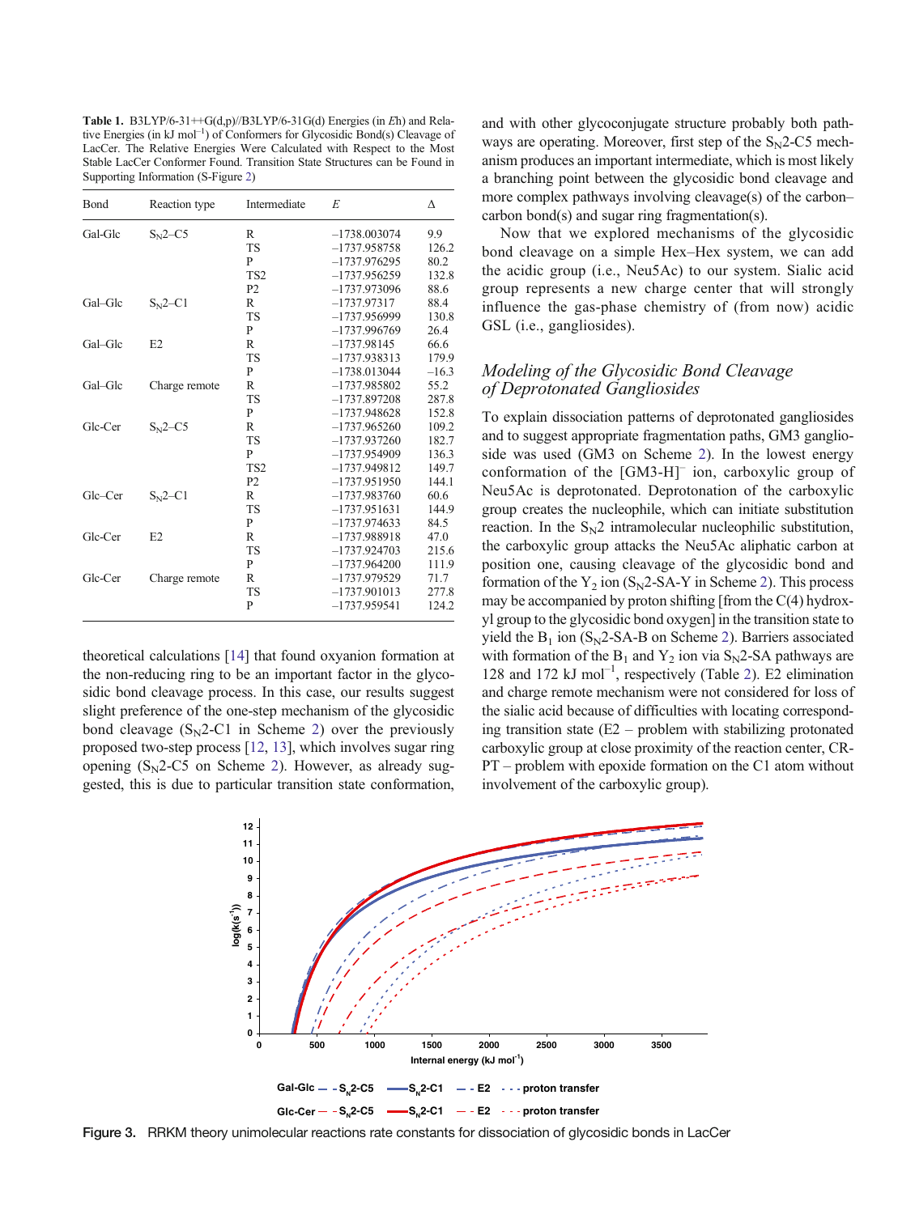**Table 1.** B3LYP/6-31++G(d,p)//B3LYP/6-31G(d) Energies (in *E*h) and Relative Energies (in kJ $mol^{-1}$) of Conformers for Glycosidic Bond(s) Cleavage of LacCer. The Relative Energies Were Calculated with Respect to the Most Stable LacCer Conformer Found. Transition State Structures can be Found in Supporting Information (S-Figure 2)

| Bond | Reaction type | Intermediate | *E* | Δ |
|---|---|---|---|---|
| Gal-Glc | $S_N2$–C5 | R | −1738.003074 | 9.9 |
| | | TS | −1737.958758 | 126.2 |
| | | P | −1737.976295 | 80.2 |
| | | TS2 | −1737.956259 | 132.8 |
| | | P2 | −1737.973096 | 88.6 |
| Gal–Glc | $S_N2$–C1 | R | −1737.97317 | 88.4 |
| | | TS | −1737.956999 | 130.8 |
| | | P | −1737.996769 | 26.4 |
| Gal–Glc | E2 | R | −1737.98145 | 66.6 |
| | | TS | −1737.938313 | 179.9 |
| | | P | −1738.013044 | −16.3 |
| Gal–Glc | Charge remote | R | −1737.985802 | 55.2 |
| | | TS | −1737.897208 | 287.8 |
| | | P | −1737.948628 | 152.8 |
| Glc-Cer | $S_N2$–C5 | R | −1737.965260 | 109.2 |
| | | TS | −1737.937260 | 182.7 |
| | | P | −1737.954909 | 136.3 |
| | | TS2 | −1737.949812 | 149.7 |
| | | P2 | −1737.951950 | 144.1 |
| Glc–Cer | $S_N2$–C1 | R | −1737.983760 | 60.6 |
| | | TS | −1737.951631 | 144.9 |
| | | P | −1737.974633 | 84.5 |
| Glc-Cer | E2 | R | −1737.988918 | 47.0 |
| | | TS | −1737.924703 | 215.6 |
| | | P | −1737.964200 | 111.9 |
| Glc-Cer | Charge remote | R | −1737.979529 | 71.7 |
| | | TS | −1737.901013 | 277.8 |
| | | P | −1737.959541 | 124.2 |

theoretical calculations [14] that found oxyanion formation at the non-reducing ring to be an important factor in the glycosidic bond cleavage process. In this case, our results suggest slight preference of the one-step mechanism of the glycosidic bond cleavage ($S_N2$-C1 in Scheme 2) over the previously proposed two-step process [12, 13], which involves sugar ring opening ($S_N2$-C5 on Scheme 2). However, as already suggested, this is due to particular transition state conformation, and with other glycoconjugate structure probably both pathways are operating. Moreover, first step of the $S_N2$-C5 mechanism produces an important intermediate, which is most likely a branching point between the glycosidic bond cleavage and more complex pathways involving cleavage(s) of the carbon–carbon bond(s) and sugar ring fragmentation(s).

Now that we explored mechanisms of the glycosidic bond cleavage on a simple Hex–Hex system, we can add the acidic group (i.e., Neu5Ac) to our system. Sialic acid group represents a new charge center that will strongly influence the gas-phase chemistry of (from now) acidic GSL (i.e., gangliosides).

## *Modeling of the Glycosidic Bond Cleavage of Deprotonated Gangliosides*

To explain dissociation patterns of deprotonated gangliosides and to suggest appropriate fragmentation paths, GM3 ganglioside was used (GM3 on Scheme 2). In the lowest energy conformation of the $[GM3\text{-}H]^-$ ion, carboxylic group of Neu5Ac is deprotonated. Deprotonation of the carboxylic group creates the nucleophile, which can initiate substitution reaction. In the $S_N2$ intramolecular nucleophilic substitution, the carboxylic group attacks the Neu5Ac aliphatic carbon at position one, causing cleavage of the glycosidic bond and formation of the $Y_2$ ion ($S_N2$-SA-Y in Scheme 2). This process may be accompanied by proton shifting [from the C(4) hydroxyl group to the glycosidic bond oxygen] in the transition state to yield the $B_1$ ion ($S_N2$-SA-B on Scheme 2). Barriers associated with formation of the $B_1$ and $Y_2$ ion via $S_N2$-SA pathways are 128 and 172 kJ $mol^{-1}$, respectively (Table 2). E2 elimination and charge remote mechanism were not considered for loss of the sialic acid because of difficulties with locating corresponding transition state (E2 – problem with stabilizing protonated carboxylic group at close proximity of the reaction center, CR-PT – problem with epoxide formation on the C1 atom without involvement of the carboxylic group).

**Figure 3.** RRKM theory unimolecular reactions rate constants for dissociation of glycosidic bonds in LacCer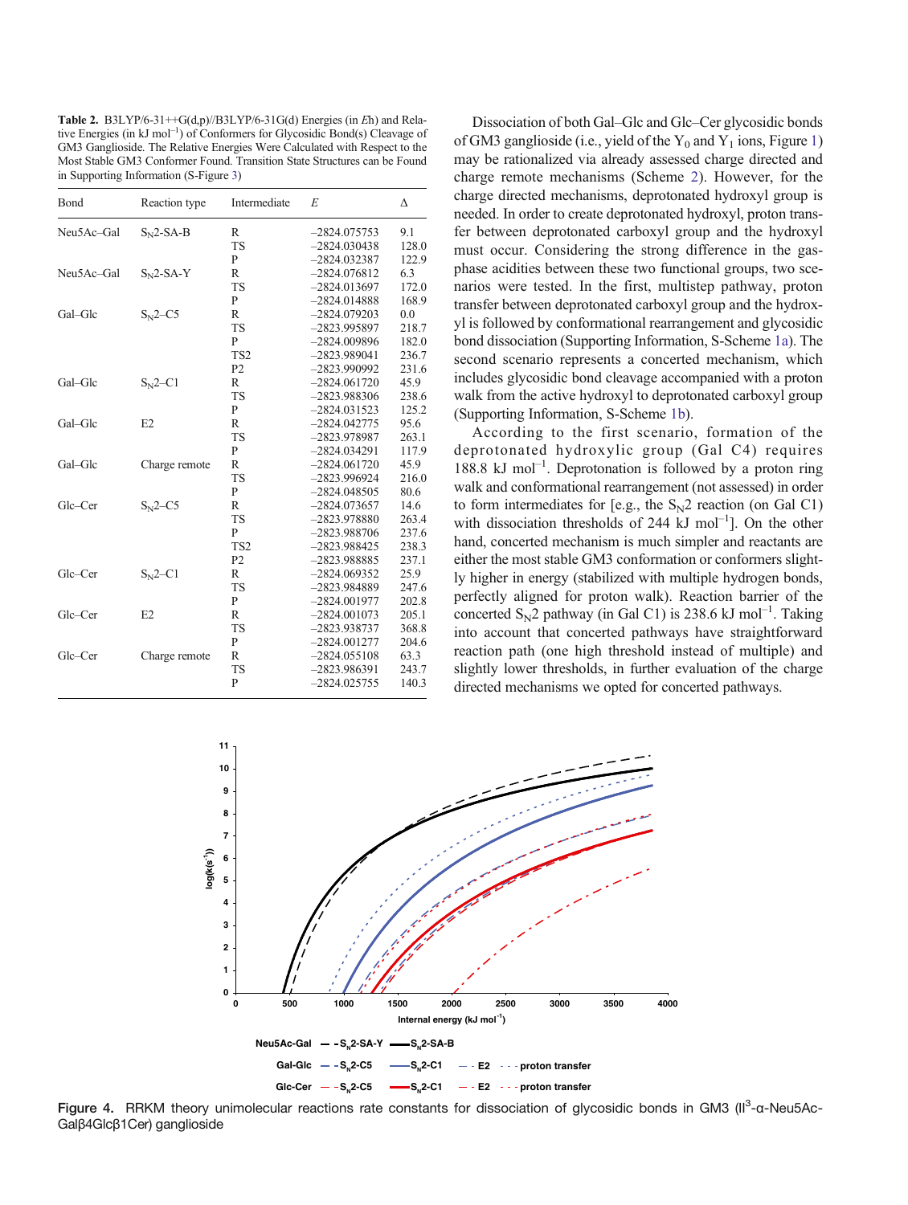**Table 2.** B3LYP/6-31++G(d,p)//B3LYP/6-31G(d) Energies (in *E*h) and Relative Energies (in kJ $mol^{-1}$) of Conformers for Glycosidic Bond(s) Cleavage of GM3 Ganglioside. The Relative Energies Were Calculated with Respect to the Most Stable GM3 Conformer Found. Transition State Structures can be Found in Supporting Information (S-Figure 3)

| Bond | Reaction type | Intermediate | *E* | Δ |
|---|---|---|---|---|
| Neu5Ac–Gal | $S_N2$-SA-B | R | −2824.075753 | 9.1 |
| | | TS | −2824.030438 | 128.0 |
| | | P | −2824.032387 | 122.9 |
| Neu5Ac–Gal | $S_N2$-SA-Y | R | −2824.076812 | 6.3 |
| | | TS | −2824.013697 | 172.0 |
| | | P | −2824.014888 | 168.9 |
| Gal–Glc | $S_N2$–C5 | R | −2824.079203 | 0.0 |
| | | TS | −2823.995897 | 218.7 |
| | | P | −2824.009896 | 182.0 |
| | | TS2 | −2823.989041 | 236.7 |
| | | P2 | −2823.990992 | 231.6 |
| Gal–Glc | $S_N2$–C1 | R | −2824.061720 | 45.9 |
| | | TS | −2823.988306 | 238.6 |
| | | P | −2824.031523 | 125.2 |
| Gal–Glc | E2 | R | −2824.042775 | 95.6 |
| | | TS | −2823.978987 | 263.1 |
| | | P | −2824.034291 | 117.9 |
| Gal–Glc | Charge remote | R | −2824.061720 | 45.9 |
| | | TS | −2823.996924 | 216.0 |
| | | P | −2824.048505 | 80.6 |
| Glc–Cer | $S_N2$–C5 | R | −2824.073657 | 14.6 |
| | | TS | −2823.978880 | 263.4 |
| | | P | −2823.988706 | 237.6 |
| | | TS2 | −2823.988425 | 238.3 |
| | | P2 | −2823.988885 | 237.1 |
| Glc–Cer | $S_N2$–C1 | R | −2824.069352 | 25.9 |
| | | TS | −2823.984889 | 247.6 |
| | | P | −2824.001977 | 202.8 |
| Glc–Cer | E2 | R | −2824.001073 | 205.1 |
| | | TS | −2823.938737 | 368.8 |
| | | P | −2824.001277 | 204.6 |
| Glc–Cer | Charge remote | R | −2824.055108 | 63.3 |
| | | TS | −2823.986391 | 243.7 |
| | | P | −2824.025755 | 140.3 |

Dissociation of both Gal–Glc and Glc–Cer glycosidic bonds of GM3 ganglioside (i.e., yield of the $Y_0$ and $Y_1$ ions, Figure 1) may be rationalized via already assessed charge directed and charge remote mechanisms (Scheme 2). However, for the charge directed mechanisms, deprotonated hydroxyl group is needed. In order to create deprotonated hydroxyl, proton transfer between deprotonated carboxyl group and the hydroxyl must occur. Considering the strong difference in the gas-phase acidities between these two functional groups, two scenarios were tested. In the first, multistep pathway, proton transfer between deprotonated carboxyl group and the hydroxyl is followed by conformational rearrangement and glycosidic bond dissociation (Supporting Information, S-Scheme 1a). The second scenario represents a concerted mechanism, which includes glycosidic bond cleavage accompanied with a proton walk from the active hydroxyl to deprotonated carboxyl group (Supporting Information, S-Scheme 1b).

According to the first scenario, formation of the deprotonated hydroxylic group (Gal C4) requires 188.8 kJ $mol^{-1}$. Deprotonation is followed by a proton ring walk and conformational rearrangement (not assessed) in order to form intermediates for [e.g., the $S_N2$ reaction (on Gal C1) with dissociation thresholds of 244 kJ $mol^{-1}$]. On the other hand, concerted mechanism is much simpler and reactants are either the most stable GM3 conformation or conformers slightly higher in energy (stabilized with multiple hydrogen bonds, perfectly aligned for proton walk). Reaction barrier of the concerted $S_N2$ pathway (in Gal C1) is 238.6 kJ $mol^{-1}$. Taking into account that concerted pathways have straightforward reaction path (one high threshold instead of multiple) and slightly lower thresholds, in further evaluation of the charge directed mechanisms we opted for concerted pathways.

**Figure 4.** RRKM theory unimolecular reactions rate constants for dissociation of glycosidic bonds in GM3 (II$^3$-α-Neu5Ac-Galβ4Glcβ1Cer) ganglioside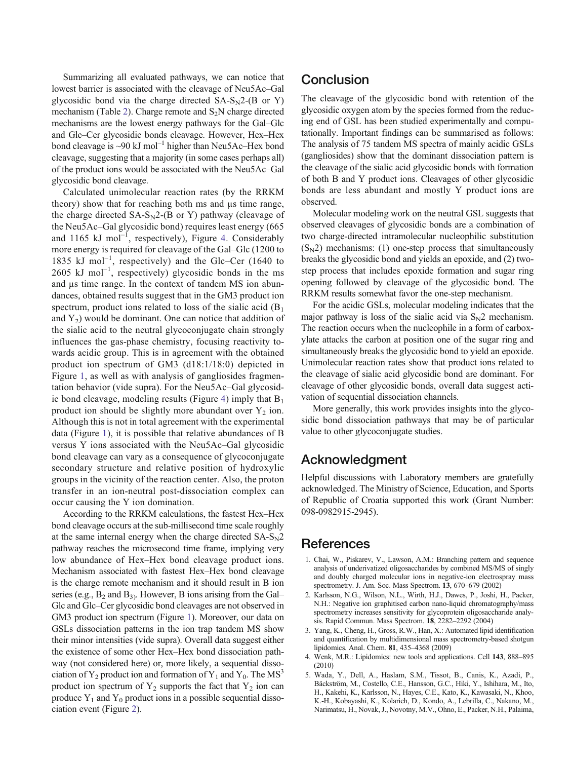Summarizing all evaluated pathways, we can notice that lowest barrier is associated with the cleavage of Neu5Ac–Gal glycosidic bond via the charge directed SA-$S_N2$-(B or Y) mechanism (Table 2). Charge remote and $S_2N$ charge directed mechanisms are the lowest energy pathways for the Gal–Glc and Glc–Cer glycosidic bonds cleavage. However, Hex–Hex bond cleavage is ~90 kJ $mol^{-1}$ higher than Neu5Ac–Hex bond cleavage, suggesting that a majority (in some cases perhaps all) of the product ions would be associated with the Neu5Ac–Gal glycosidic bond cleavage.

Calculated unimolecular reaction rates (by the RRKM theory) show that for reaching both ms and μs time range, the charge directed SA-$S_N2$-(B or Y) pathway (cleavage of the Neu5Ac–Gal glycosidic bond) requires least energy (665 and 1165 kJ $mol^{-1}$, respectively), Figure 4. Considerably more energy is required for cleavage of the Gal–Glc (1200 to 1835 kJ $mol^{-1}$, respectively) and the Glc–Cer (1640 to 2605 kJ $mol^{-1}$, respectively) glycosidic bonds in the ms and μs time range. In the context of tandem MS ion abundances, obtained results suggest that in the GM3 product ion spectrum, product ions related to loss of the sialic acid ($B_1$ and $Y_2$) would be dominant. One can notice that addition of the sialic acid to the neutral glycoconjugate chain strongly influences the gas-phase chemistry, focusing reactivity towards acidic group. This is in agreement with the obtained product ion spectrum of GM3 (d18:1/18:0) depicted in Figure 1, as well as with analysis of gangliosides fragmentation behavior (vide supra). For the Neu5Ac–Gal glycosidic bond cleavage, modeling results (Figure 4) imply that $B_1$ product ion should be slightly more abundant over $Y_2$ ion. Although this is not in total agreement with the experimental data (Figure 1), it is possible that relative abundances of B versus Y ions associated with the Neu5Ac–Gal glycosidic bond cleavage can vary as a consequence of glycoconjugate secondary structure and relative position of hydroxylic groups in the vicinity of the reaction center. Also, the proton transfer in an ion-neutral post-dissociation complex can occur causing the Y ion domination.

According to the RRKM calculations, the fastest Hex–Hex bond cleavage occurs at the sub-millisecond time scale roughly at the same internal energy when the charge directed SA-$S_N2$ pathway reaches the microsecond time frame, implying very low abundance of Hex–Hex bond cleavage product ions. Mechanism associated with fastest Hex–Hex bond cleavage is the charge remote mechanism and it should result in B ion series (e.g., $B_2$ and $B_3$). However, B ions arising from the Gal–Glc and Glc–Cer glycosidic bond cleavages are not observed in GM3 product ion spectrum (Figure 1). Moreover, our data on GSLs dissociation patterns in the ion trap tandem MS show their minor intensities (vide supra). Overall data suggest either the existence of some other Hex–Hex bond dissociation pathway (not considered here) or, more likely, a sequential dissociation of $Y_2$ product ion and formation of $Y_1$ and $Y_0$. The $MS^3$ product ion spectrum of $Y_2$ supports the fact that $Y_2$ ion can produce $Y_1$ and $Y_0$ product ions in a possible sequential dissociation event (Figure 2).

## Conclusion

The cleavage of the glycosidic bond with retention of the glycosidic oxygen atom by the species formed from the reducing end of GSL has been studied experimentally and computationally. Important findings can be summarised as follows: The analysis of 75 tandem MS spectra of mainly acidic GSLs (gangliosides) show that the dominant dissociation pattern is the cleavage of the sialic acid glycosidic bonds with formation of both B and Y product ions. Cleavages of other glycosidic bonds are less abundant and mostly Y product ions are observed.

Molecular modeling work on the neutral GSL suggests that observed cleavages of glycosidic bonds are a combination of two charge-directed intramolecular nucleophilic substitution ($S_N2$) mechanisms: (1) one-step process that simultaneously breaks the glycosidic bond and yields an epoxide, and (2) two-step process that includes epoxide formation and sugar ring opening followed by cleavage of the glycosidic bond. The RRKM results somewhat favor the one-step mechanism.

For the acidic GSLs, molecular modeling indicates that the major pathway is loss of the sialic acid via $S_N2$ mechanism. The reaction occurs when the nucleophile in a form of carboxylate attacks the carbon at position one of the sugar ring and simultaneously breaks the glycosidic bond to yield an epoxide. Unimolecular reaction rates show that product ions related to the cleavage of sialic acid glycosidic bond are dominant. For cleavage of other glycosidic bonds, overall data suggest activation of sequential dissociation channels.

More generally, this work provides insights into the glycosidic bond dissociation pathways that may be of particular value to other glycoconjugate studies.

## Acknowledgment

Helpful discussions with Laboratory members are gratefully acknowledged. The Ministry of Science, Education, and Sports of Republic of Croatia supported this work (Grant Number: 098-0982915-2945).

## References

1. Chai, W., Piskarev, V., Lawson, A.M.: Branching pattern and sequence analysis of underivatized oligosaccharides by combined MS/MS of singly and doubly charged molecular ions in negative-ion electrospray mass spectrometry. J. Am. Soc. Mass Spectrom. **13**, 670–679 (2002)
2. Karlsson, N.G., Wilson, N.L., Wirth, H.J., Dawes, P., Joshi, H., Packer, N.H.: Negative ion graphitised carbon nano-liquid chromatography/mass spectrometry increases sensitivity for glycoprotein oligosaccharide analysis. Rapid Commun. Mass Spectrom. **18**, 2282–2292 (2004)
3. Yang, K., Cheng, H., Gross, R.W., Han, X.: Automated lipid identification and quantification by multidimensional mass spectrometry-based shotgun lipidomics. Anal. Chem. **81**, 435–4368 (2009)
4. Wenk, M.R.: Lipidomics: new tools and applications. Cell **143**, 888–895 (2010)
5. Wada, Y., Dell, A., Haslam, S.M., Tissot, B., Canis, K., Azadi, P., Bäckström, M., Costello, C.E., Hansson, G.C., Hiki, Y., Ishihara, M., Ito, H., Kakehi, K., Karlsson, N., Hayes, C.E., Kato, K., Kawasaki, N., Khoo, K.-H., Kobayashi, K., Kolarich, D., Kondo, A., Lebrilla, C., Nakano, M., Narimatsu, H., Novak, J., Novotny, M.V., Ohno, E., Packer, N.H., Palaima,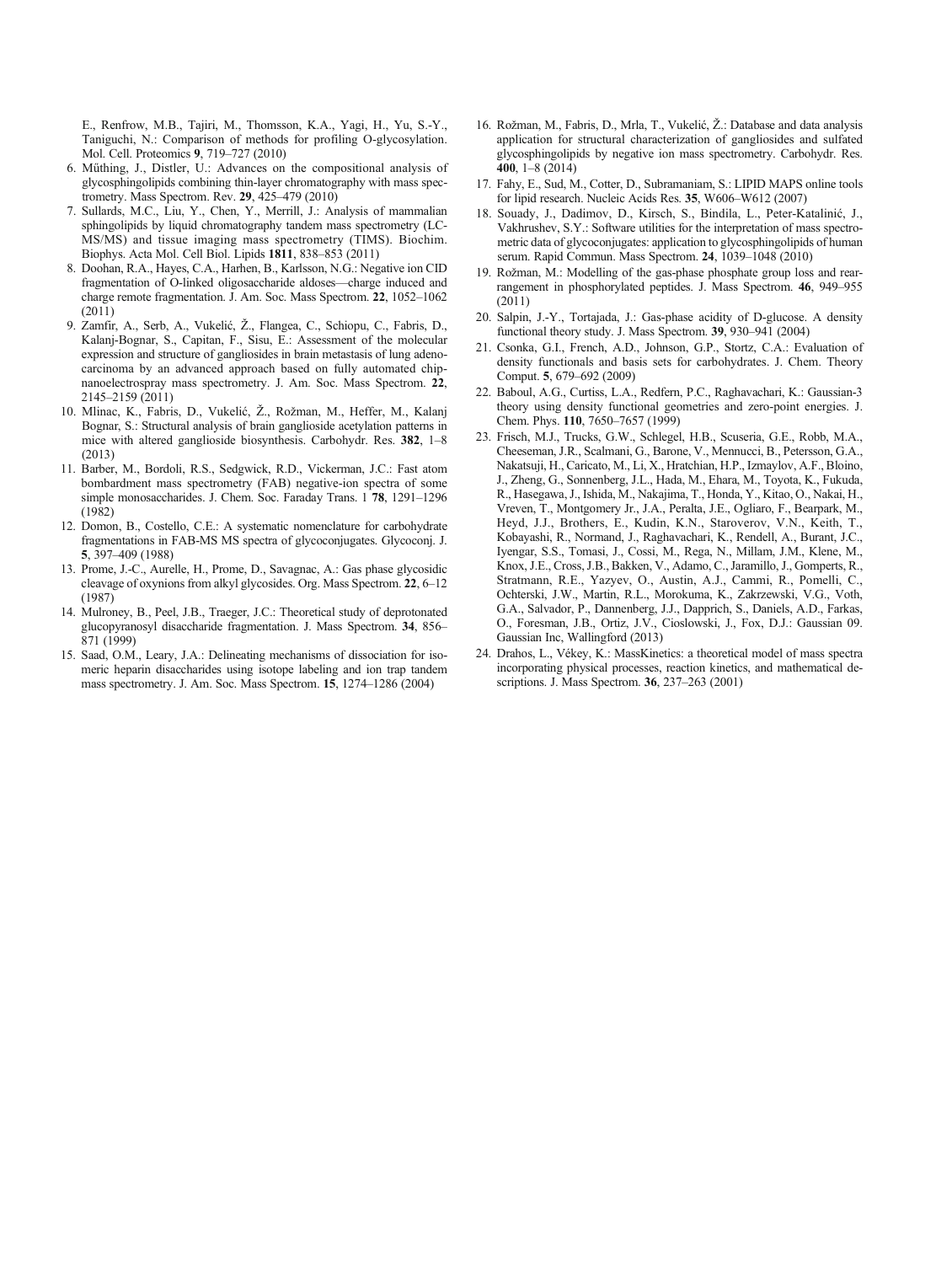E., Renfrow, M.B., Tajiri, M., Thomsson, K.A., Yagi, H., Yu, S.-Y., Taniguchi, N.: Comparison of methods for profiling O-glycosylation. Mol. Cell. Proteomics **9**, 719–727 (2010)

6. Müthing, J., Distler, U.: Advances on the compositional analysis of glycosphingolipids combining thin-layer chromatography with mass spectrometry. Mass Spectrom. Rev. **29**, 425–479 (2010)
7. Sullards, M.C., Liu, Y., Chen, Y., Merrill, J.: Analysis of mammalian sphingolipids by liquid chromatography tandem mass spectrometry (LC-MS/MS) and tissue imaging mass spectrometry (TIMS). Biochim. Biophys. Acta Mol. Cell Biol. Lipids **1811**, 838–853 (2011)
8. Doohan, R.A., Hayes, C.A., Harhen, B., Karlsson, N.G.: Negative ion CID fragmentation of O-linked oligosaccharide aldoses—charge induced and charge remote fragmentation. J. Am. Soc. Mass Spectrom. **22**, 1052–1062 (2011)
9. Zamfir, A., Serb, A., Vukelić, Ž., Flangea, C., Schiopu, C., Fabris, D., Kalanj-Bognar, S., Capitan, F., Sisu, E.: Assessment of the molecular expression and structure of gangliosides in brain metastasis of lung adenocarcinoma by an advanced approach based on fully automated chip-nanoelectrospray mass spectrometry. J. Am. Soc. Mass Spectrom. **22**, 2145–2159 (2011)
10. Mlinac, K., Fabris, D., Vukelić, Ž., Rožman, M., Heffer, M., Kalanj Bognar, S.: Structural analysis of brain ganglioside acetylation patterns in mice with altered ganglioside biosynthesis. Carbohydr. Res. **382**, 1–8 (2013)
11. Barber, M., Bordoli, R.S., Sedgwick, R.D., Vickerman, J.C.: Fast atom bombardment mass spectrometry (FAB) negative-ion spectra of some simple monosaccharides. J. Chem. Soc. Faraday Trans. 1 **78**, 1291–1296 (1982)
12. Domon, B., Costello, C.E.: A systematic nomenclature for carbohydrate fragmentations in FAB-MS MS spectra of glycoconjugates. Glycoconj. J. **5**, 397–409 (1988)
13. Prome, J.-C., Aurelle, H., Prome, D., Savagnac, A.: Gas phase glycosidic cleavage of oxynions from alkyl glycosides. Org. Mass Spectrom. **22**, 6–12 (1987)
14. Mulroney, B., Peel, J.B., Traeger, J.C.: Theoretical study of deprotonated glucopyranosyl disaccharide fragmentation. J. Mass Spectrom. **34**, 856–871 (1999)
15. Saad, O.M., Leary, J.A.: Delineating mechanisms of dissociation for isomeric heparin disaccharides using isotope labeling and ion trap tandem mass spectrometry. J. Am. Soc. Mass Spectrom. **15**, 1274–1286 (2004)
16. Rožman, M., Fabris, D., Mrla, T., Vukelić, Ž.: Database and data analysis application for structural characterization of gangliosides and sulfated glycosphingolipids by negative ion mass spectrometry. Carbohydr. Res. **400**, 1–8 (2014)
17. Fahy, E., Sud, M., Cotter, D., Subramaniam, S.: LIPID MAPS online tools for lipid research. Nucleic Acids Res. **35**, W606–W612 (2007)
18. Souady, J., Dadimov, D., Kirsch, S., Bindila, L., Peter-Katalinić, J., Vakhrushev, S.Y.: Software utilities for the interpretation of mass spectrometric data of glycoconjugates: application to glycosphingolipids of human serum. Rapid Commun. Mass Spectrom. **24**, 1039–1048 (2010)
19. Rožman, M.: Modelling of the gas-phase phosphate group loss and rearrangement in phosphorylated peptides. J. Mass Spectrom. **46**, 949–955 (2011)
20. Salpin, J.-Y., Tortajada, J.: Gas-phase acidity of D-glucose. A density functional theory study. J. Mass Spectrom. **39**, 930–941 (2004)
21. Csonka, G.I., French, A.D., Johnson, G.P., Stortz, C.A.: Evaluation of density functionals and basis sets for carbohydrates. J. Chem. Theory Comput. **5**, 679–692 (2009)
22. Baboul, A.G., Curtiss, L.A., Redfern, P.C., Raghavachari, K.: Gaussian-3 theory using density functional geometries and zero-point energies. J. Chem. Phys. **110**, 7650–7657 (1999)
23. Frisch, M.J., Trucks, G.W., Schlegel, H.B., Scuseria, G.E., Robb, M.A., Cheeseman, J.R., Scalmani, G., Barone, V., Mennucci, B., Petersson, G.A., Nakatsuji, H., Caricato, M., Li, X., Hratchian, H.P., Izmaylov, A.F., Bloino, J., Zheng, G., Sonnenberg, J.L., Hada, M., Ehara, M., Toyota, K., Fukuda, R., Hasegawa, J., Ishida, M., Nakajima, T., Honda, Y., Kitao, O., Nakai, H., Vreven, T., Montgomery Jr., J.A., Peralta, J.E., Ogliaro, F., Bearpark, M., Heyd, J.J., Brothers, E., Kudin, K.N., Staroverov, V.N., Keith, T., Kobayashi, R., Normand, J., Raghavachari, K., Rendell, A., Burant, J.C., Iyengar, S.S., Tomasi, J., Cossi, M., Rega, N., Millam, J.M., Klene, M., Knox, J.E., Cross, J.B., Bakken, V., Adamo, C., Jaramillo, J., Gomperts, R., Stratmann, R.E., Yazyev, O., Austin, A.J., Cammi, R., Pomelli, C., Ochterski, J.W., Martin, R.L., Morokuma, K., Zakrzewski, V.G., Voth, G.A., Salvador, P., Dannenberg, J.J., Dapprich, S., Daniels, A.D., Farkas, O., Foresman, J.B., Ortiz, J.V., Cioslowski, J., Fox, D.J.: Gaussian 09. Gaussian Inc, Wallingford (2013)
24. Drahos, L., Vékey, K.: MassKinetics: a theoretical model of mass spectra incorporating physical processes, reaction kinetics, and mathematical descriptions. J. Mass Spectrom. **36**, 237–263 (2001)